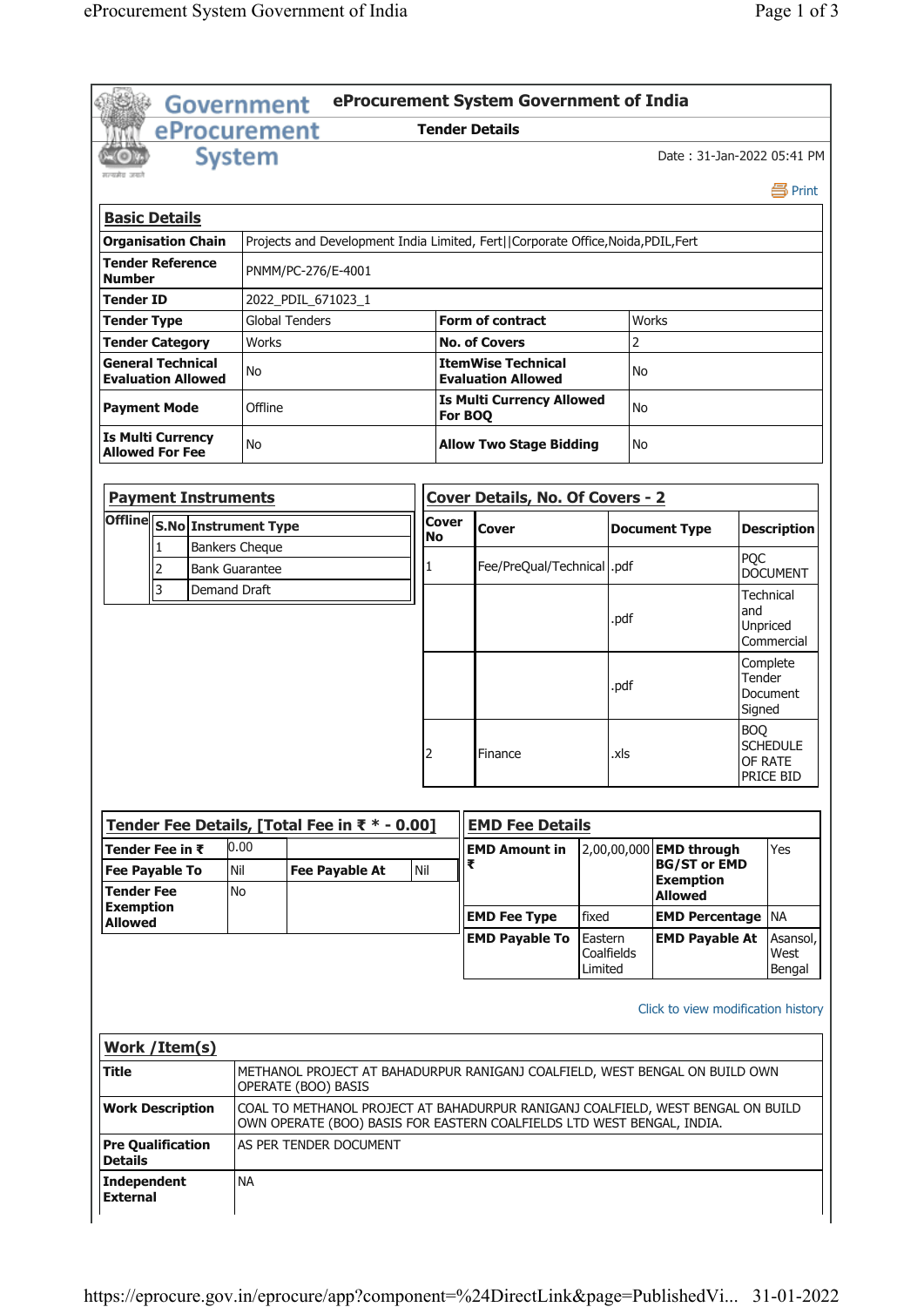# Government eProcurement System

## eProcurement System Government of India

### Tender Details

Date : 31-Jan-2022 05:41 PM

Print

## Basic Details

| | | | |
|---|---|---|---|
| **Organisation Chain** | Projects and Development India Limited, Fert\|\|Corporate Office,Noida,PDIL,Fert | | |
| **Tender Reference Number** | PNMM/PC-276/E-4001 | | |
| **Tender ID** | 2022_PDIL_671023_1 | | |
| **Tender Type** | Global Tenders | **Form of contract** | Works |
| **Tender Category** | Works | **No. of Covers** | 2 |
| **General Technical Evaluation Allowed** | No | **ItemWise Technical Evaluation Allowed** | No |
| **Payment Mode** | Offline | **Is Multi Currency Allowed For BOQ** | No |
| **Is Multi Currency Allowed For Fee** | No | **Allow Two Stage Bidding** | No |

## Payment Instruments

| | S.No | Instrument Type |
|---|---|---|
| **Offline** | 1 | Bankers Cheque |
| | 2 | Bank Guarantee |
| | 3 | Demand Draft |

## Cover Details, No. Of Covers - 2

| Cover No | Cover | Document Type | Description |
|---|---|---|---|
| 1 | Fee/PreQual/Technical | .pdf | PQC DOCUMENT |
| | | .pdf | Technical and Unpriced Commercial |
| | | .pdf | Complete Tender Document Signed |
| 2 | Finance | .xls | BOQ SCHEDULE OF RATE PRICE BID |

## Tender Fee Details, [Total Fee in ₹ * - 0.00]

| | | | |
|---|---|---|---|
| **Tender Fee in ₹** | 0.00 | | |
| **Fee Payable To** | Nil | **Fee Payable At** | Nil |
| **Tender Fee Exemption Allowed** | No | | |

## EMD Fee Details

| | | | |
|---|---|---|---|
| **EMD Amount in ₹** | 2,00,00,000 | **EMD through BG/ST or EMD Exemption Allowed** | Yes |
| **EMD Fee Type** | fixed | **EMD Percentage** | NA |
| **EMD Payable To** | Eastern Coalfields Limited | **EMD Payable At** | Asansol, West Bengal |

Click to view modification history

## Work /Item(s)

| | |
|---|---|
| **Title** | METHANOL PROJECT AT BAHADURPUR RANIGANJ COALFIELD, WEST BENGAL ON BUILD OWN OPERATE (BOO) BASIS |
| **Work Description** | COAL TO METHANOL PROJECT AT BAHADURPUR RANIGANJ COALFIELD, WEST BENGAL ON BUILD OWN OPERATE (BOO) BASIS FOR EASTERN COALFIELDS LTD WEST BENGAL, INDIA. |
| **Pre Qualification Details** | AS PER TENDER DOCUMENT |
| **Independent External** | NA |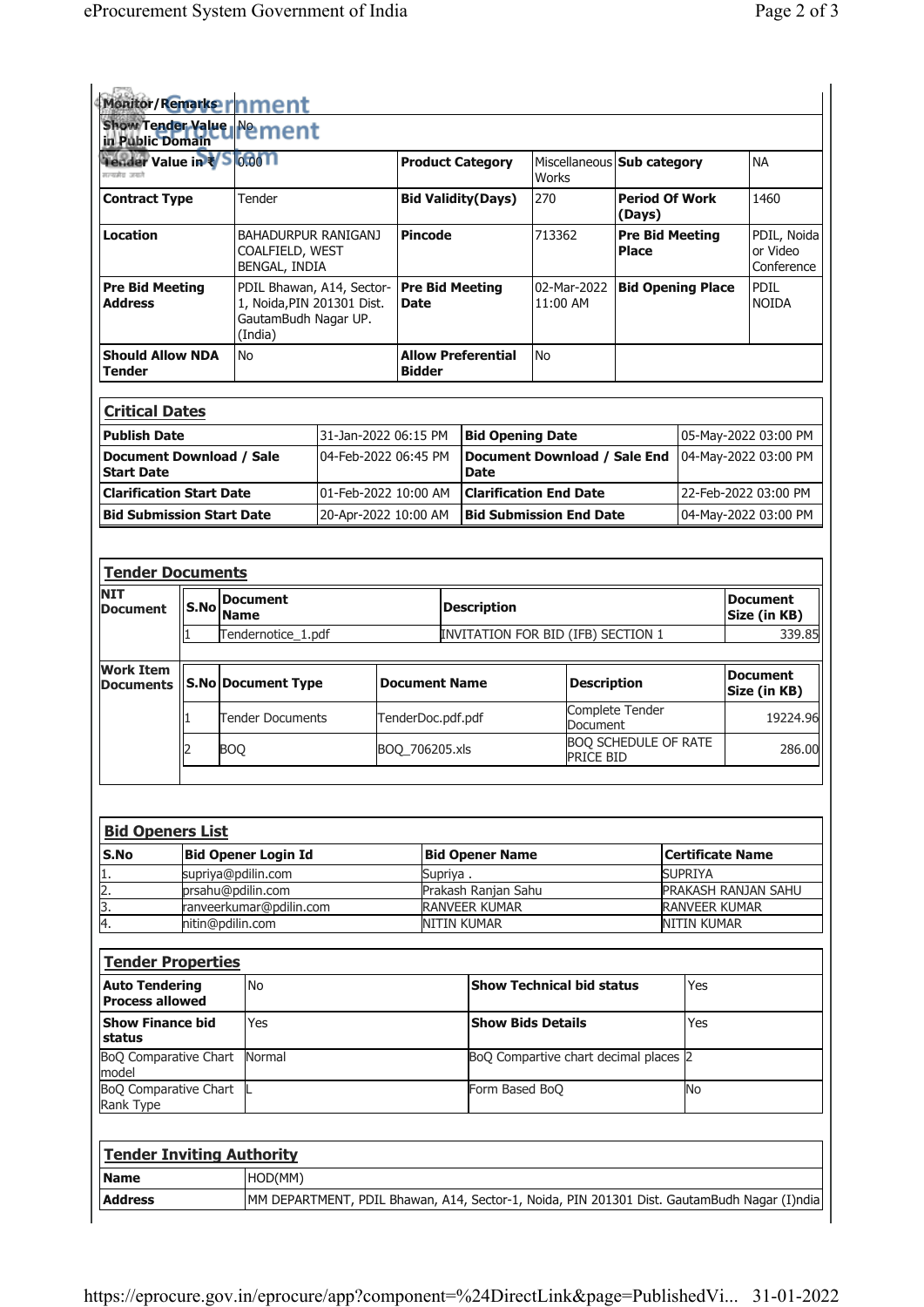| | | | | | |
|---|---|---|---|---|---|
| **Monitor/Remarks** | | | | | |
| **Show Tender Value in Public Domain** | No | | | | |
| **Tender Value in ₹** | 0.00 | **Product Category** | Miscellaneous Works | **Sub category** | NA |
| **Contract Type** | Tender | **Bid Validity(Days)** | 270 | **Period Of Work (Days)** | 1460 |
| **Location** | BAHADURPUR RANIGANJ COALFIELD, WEST BENGAL, INDIA | **Pincode** | 713362 | **Pre Bid Meeting Place** | PDIL, Noida or Video Conference |
| **Pre Bid Meeting Address** | PDIL Bhawan, A14, Sector-1, Noida,PIN 201301 Dist. GautamBudh Nagar UP.(India) | **Pre Bid Meeting Date** | 02-Mar-2022 11:00 AM | **Bid Opening Place** | PDIL NOIDA |
| **Should Allow NDA Tender** | No | **Allow Preferential Bidder** | No | | |

## Critical Dates

| | | | |
|---|---|---|---|
| **Publish Date** | 31-Jan-2022 06:15 PM | **Bid Opening Date** | 05-May-2022 03:00 PM |
| **Document Download / Sale Start Date** | 04-Feb-2022 06:45 PM | **Document Download / Sale End Date** | 04-May-2022 03:00 PM |
| **Clarification Start Date** | 01-Feb-2022 10:00 AM | **Clarification End Date** | 22-Feb-2022 03:00 PM |
| **Bid Submission Start Date** | 20-Apr-2022 10:00 AM | **Bid Submission End Date** | 04-May-2022 03:00 PM |

## Tender Documents

**NIT Document**

| S.No | Document Name | Description | Document Size (in KB) |
|---|---|---|---|
| 1 | Tendernotice_1.pdf | INVITATION FOR BID (IFB) SECTION 1 | 339.85 |

**Work Item Documents**

| S.No | Document Type | Document Name | Description | Document Size (in KB) |
|---|---|---|---|---|
| 1 | Tender Documents | TenderDoc.pdf.pdf | Complete Tender Document | 19224.96 |
| 2 | BOQ | BOQ_706205.xls | BOQ SCHEDULE OF RATE PRICE BID | 286.00 |

## Bid Openers List

| S.No | Bid Opener Login Id | Bid Opener Name | Certificate Name |
|---|---|---|---|
| 1. | supriya@pdilin.com | Supriya . | SUPRIYA |
| 2. | prsahu@pdilin.com | Prakash Ranjan Sahu | PRAKASH RANJAN SAHU |
| 3. | ranveerkumar@pdilin.com | RANVEER KUMAR | RANVEER KUMAR |
| 4. | nitin@pdilin.com | NITIN KUMAR | NITIN KUMAR |

## Tender Properties

| | | | |
|---|---|---|---|
| **Auto Tendering Process allowed** | No | **Show Technical bid status** | Yes |
| **Show Finance bid status** | Yes | **Show Bids Details** | Yes |
| BoQ Comparative Chart model | Normal | BoQ Compartive chart decimal places | 2 |
| BoQ Comparative Chart Rank Type | L | Form Based BoQ | No |

## Tender Inviting Authority

| | |
|---|---|
| **Name** | HOD(MM) |
| **Address** | MM DEPARTMENT, PDIL Bhawan, A14, Sector-1, Noida, PIN 201301 Dist. GautamBudh Nagar (I)ndia |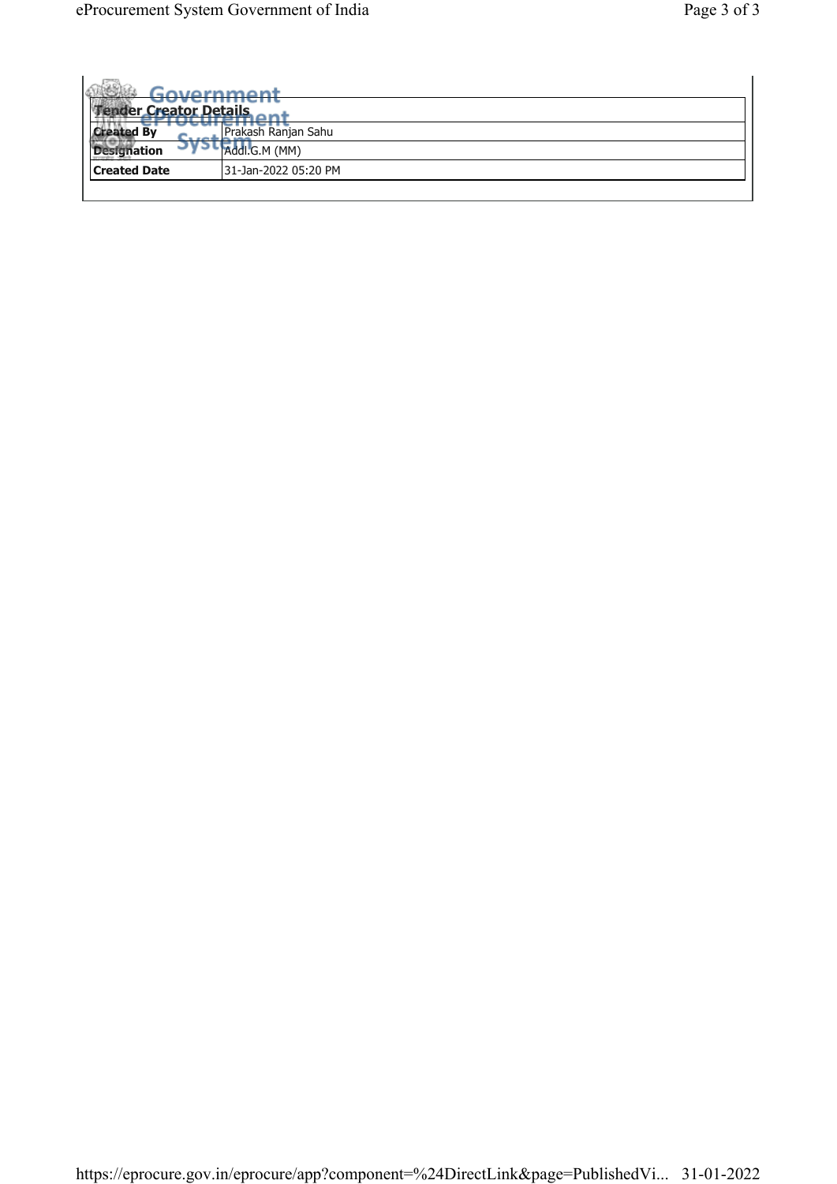| Tender Creator Details | |
|---|---|
| **Created By** | Prakash Ranjan Sahu |
| **Designation** | Addl.G.M (MM) |
| **Created Date** | 31-Jan-2022 05:20 PM |